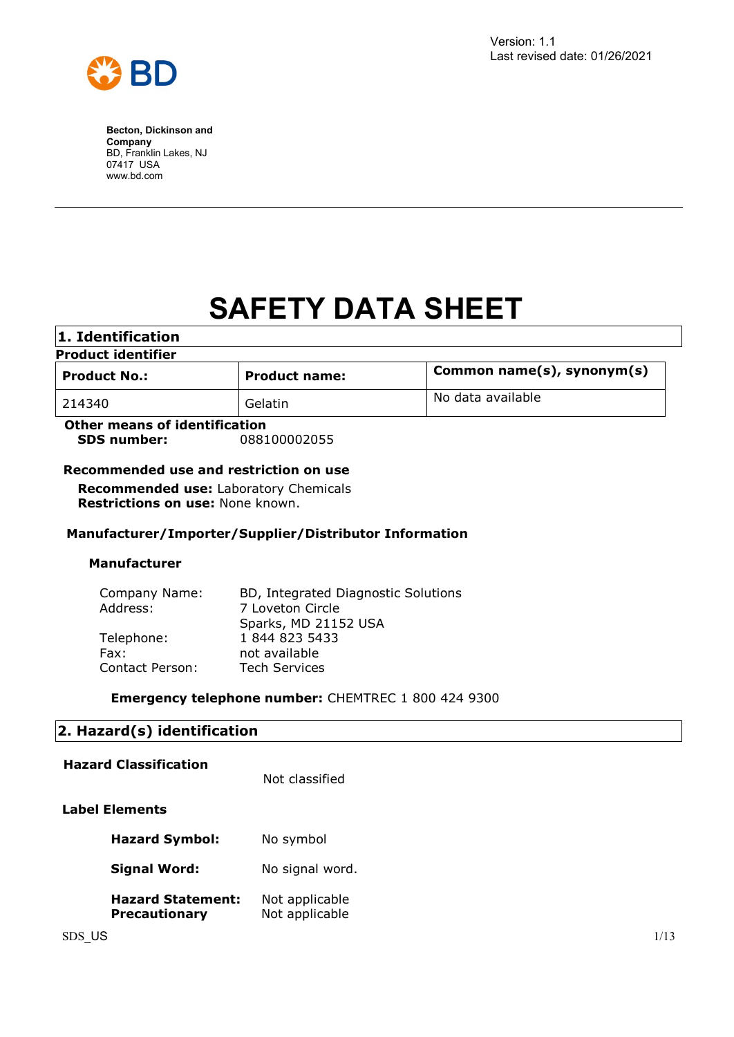Version: 1.1
Last revised date: 01/26/2021

**Becton, Dickinson and Company**
BD, Franklin Lakes, NJ
07417 USA
www.bd.com

# SAFETY DATA SHEET

## 1. Identification

**Product identifier**

| Product No.: | Product name: | Common name(s), synonym(s) |
|---|---|---|
| 214340 | Gelatin | No data available |

**Other means of identification**
**SDS number:** 088100002055

**Recommended use and restriction on use**

**Recommended use:** Laboratory Chemicals
**Restrictions on use:** None known.

**Manufacturer/Importer/Supplier/Distributor Information**

**Manufacturer**

| | |
|---|---|
| Company Name: | BD, Integrated Diagnostic Solutions |
| Address: | 7 Loveton Circle<br>Sparks, MD 21152 USA |
| Telephone: | 1 844 823 5433 |
| Fax: | not available |
| Contact Person: | Tech Services |

**Emergency telephone number:** CHEMTREC 1 800 424 9300

## 2. Hazard(s) identification

**Hazard Classification** Not classified

**Label Elements**

**Hazard Symbol:** No symbol

**Signal Word:** No signal word.

**Hazard Statement:** Not applicable
**Precautionary** Not applicable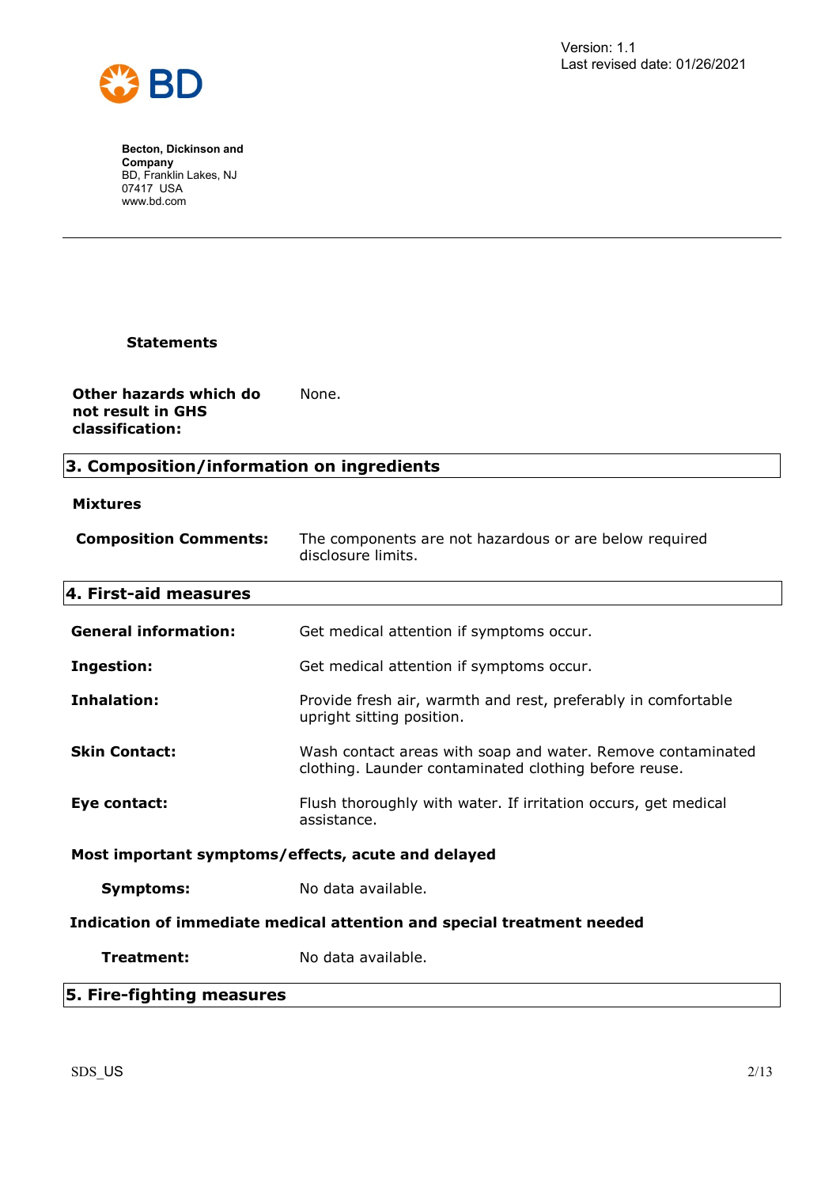**Statements**

**Other hazards which do not result in GHS classification:** None.

## 3. Composition/information on ingredients

**Mixtures**

**Composition Comments:** The components are not hazardous or are below required disclosure limits.

## 4. First-aid measures

**General information:** Get medical attention if symptoms occur.

**Ingestion:** Get medical attention if symptoms occur.

**Inhalation:** Provide fresh air, warmth and rest, preferably in comfortable upright sitting position.

**Skin Contact:** Wash contact areas with soap and water. Remove contaminated clothing. Launder contaminated clothing before reuse.

**Eye contact:** Flush thoroughly with water. If irritation occurs, get medical assistance.

**Most important symptoms/effects, acute and delayed**

**Symptoms:** No data available.

**Indication of immediate medical attention and special treatment needed**

**Treatment:** No data available.

## 5. Fire-fighting measures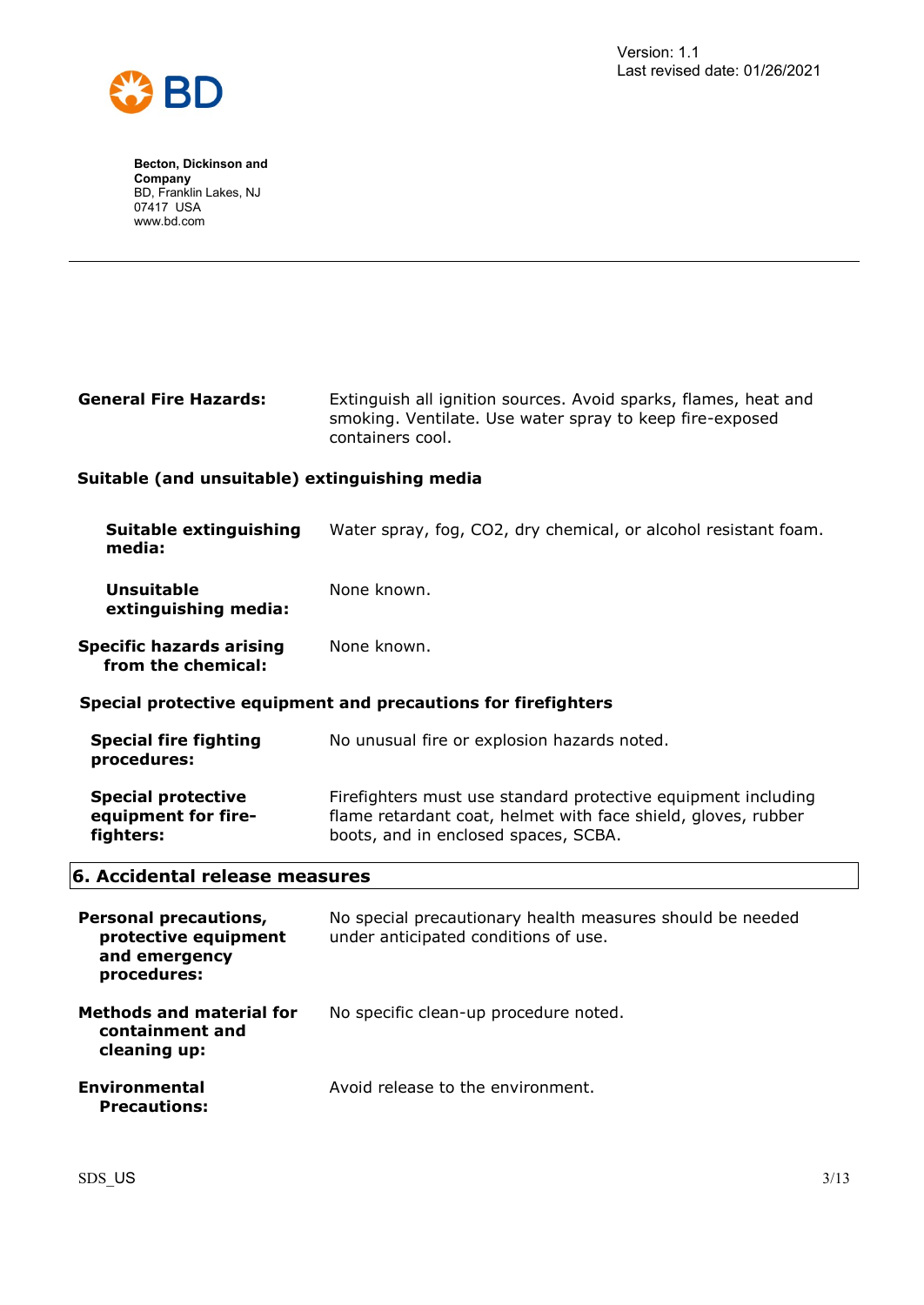**General Fire Hazards:** Extinguish all ignition sources. Avoid sparks, flames, heat and smoking. Ventilate. Use water spray to keep fire-exposed containers cool.

**Suitable (and unsuitable) extinguishing media**

**Suitable extinguishing media:** Water spray, fog, CO2, dry chemical, or alcohol resistant foam.

**Unsuitable extinguishing media:** None known.

**Specific hazards arising from the chemical:** None known.

**Special protective equipment and precautions for firefighters**

**Special fire fighting procedures:** No unusual fire or explosion hazards noted.

**Special protective equipment for fire-fighters:** Firefighters must use standard protective equipment including flame retardant coat, helmet with face shield, gloves, rubber boots, and in enclosed spaces, SCBA.

## 6. Accidental release measures

**Personal precautions, protective equipment and emergency procedures:** No special precautionary health measures should be needed under anticipated conditions of use.

**Methods and material for containment and cleaning up:** No specific clean-up procedure noted.

**Environmental Precautions:** Avoid release to the environment.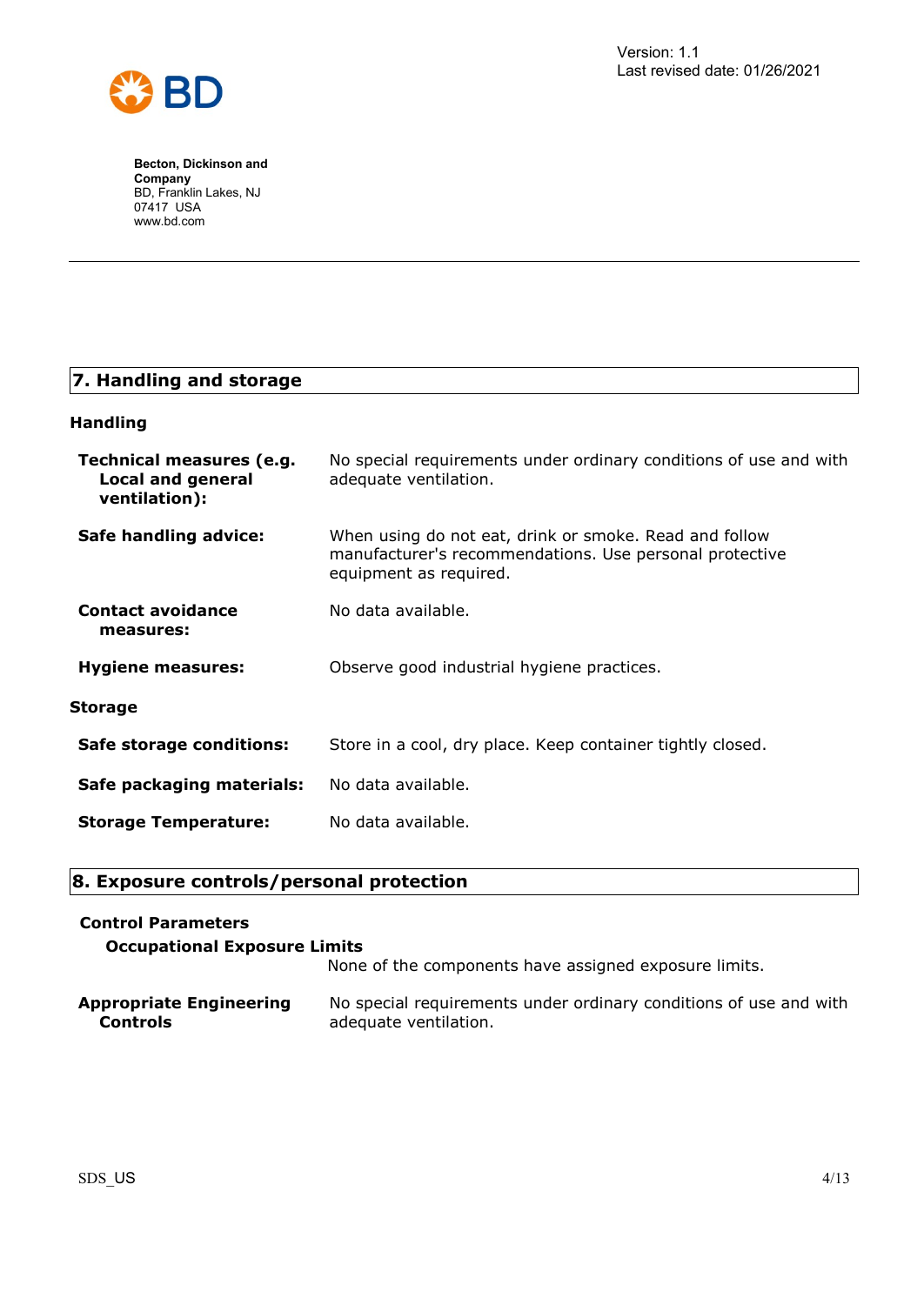## 7. Handling and storage

### Handling

| | |
|---|---|
| **Technical measures (e.g. Local and general ventilation):** | No special requirements under ordinary conditions of use and with adequate ventilation. |
| **Safe handling advice:** | When using do not eat, drink or smoke. Read and follow manufacturer's recommendations. Use personal protective equipment as required. |
| **Contact avoidance measures:** | No data available. |
| **Hygiene measures:** | Observe good industrial hygiene practices. |

### Storage

| | |
|---|---|
| **Safe storage conditions:** | Store in a cool, dry place. Keep container tightly closed. |
| **Safe packaging materials:** | No data available. |
| **Storage Temperature:** | No data available. |

## 8. Exposure controls/personal protection

### Control Parameters

#### Occupational Exposure Limits

None of the components have assigned exposure limits.

| | |
|---|---|
| **Appropriate Engineering Controls** | No special requirements under ordinary conditions of use and with adequate ventilation. |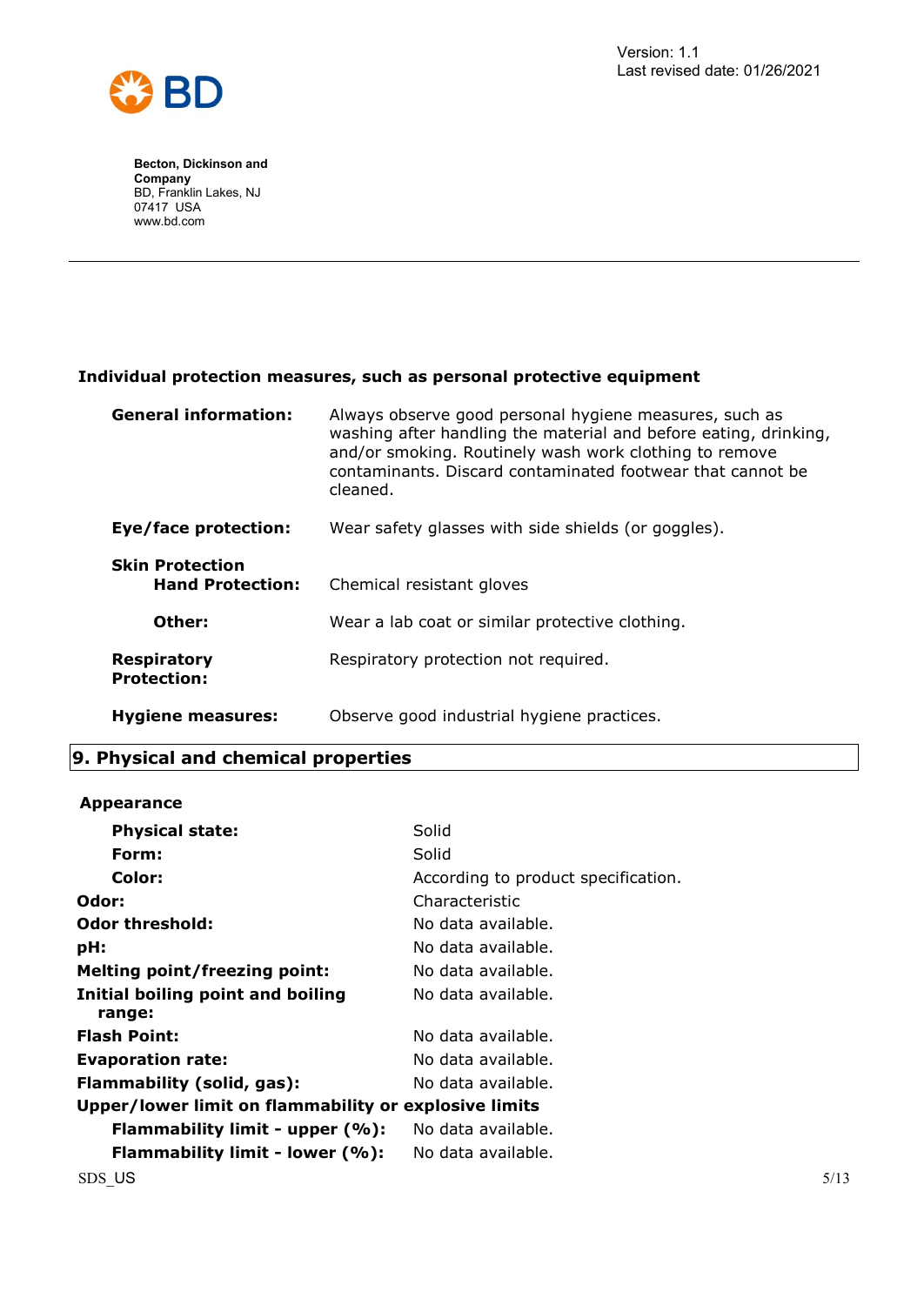### Individual protection measures, such as personal protective equipment

| | |
|---|---|
| **General information:** | Always observe good personal hygiene measures, such as washing after handling the material and before eating, drinking, and/or smoking. Routinely wash work clothing to remove contaminants. Discard contaminated footwear that cannot be cleaned. |
| **Eye/face protection:** | Wear safety glasses with side shields (or goggles). |
| **Skin Protection** | |
| **Hand Protection:** | Chemical resistant gloves |
| **Other:** | Wear a lab coat or similar protective clothing. |
| **Respiratory Protection:** | Respiratory protection not required. |
| **Hygiene measures:** | Observe good industrial hygiene practices. |

## 9. Physical and chemical properties

**Appearance**

| | |
|---|---|
| **Physical state:** | Solid |
| **Form:** | Solid |
| **Color:** | According to product specification. |
| **Odor:** | Characteristic |
| **Odor threshold:** | No data available. |
| **pH:** | No data available. |
| **Melting point/freezing point:** | No data available. |
| **Initial boiling point and boiling range:** | No data available. |
| **Flash Point:** | No data available. |
| **Evaporation rate:** | No data available. |
| **Flammability (solid, gas):** | No data available. |
| **Upper/lower limit on flammability or explosive limits** | |
| **Flammability limit - upper (%):** | No data available. |
| **Flammability limit - lower (%):** | No data available. |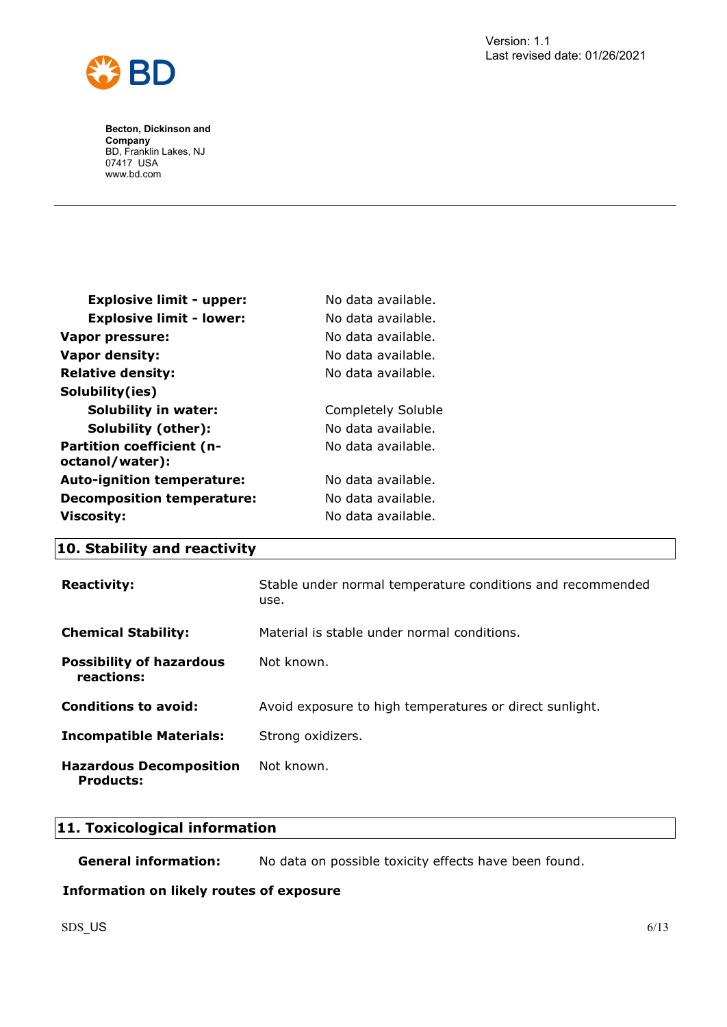| | |
|---|---|
| **Explosive limit - upper:** | No data available. |
| **Explosive limit - lower:** | No data available. |
| **Vapor pressure:** | No data available. |
| **Vapor density:** | No data available. |
| **Relative density:** | No data available. |
| **Solubility(ies)** | |
| **Solubility in water:** | Completely Soluble |
| **Solubility (other):** | No data available. |
| **Partition coefficient (n-octanol/water):** | No data available. |
| **Auto-ignition temperature:** | No data available. |
| **Decomposition temperature:** | No data available. |
| **Viscosity:** | No data available. |

## 10. Stability and reactivity

| | |
|---|---|
| **Reactivity:** | Stable under normal temperature conditions and recommended use. |
| **Chemical Stability:** | Material is stable under normal conditions. |
| **Possibility of hazardous reactions:** | Not known. |
| **Conditions to avoid:** | Avoid exposure to high temperatures or direct sunlight. |
| **Incompatible Materials:** | Strong oxidizers. |
| **Hazardous Decomposition Products:** | Not known. |

## 11. Toxicological information

**General information:** No data on possible toxicity effects have been found.

**Information on likely routes of exposure**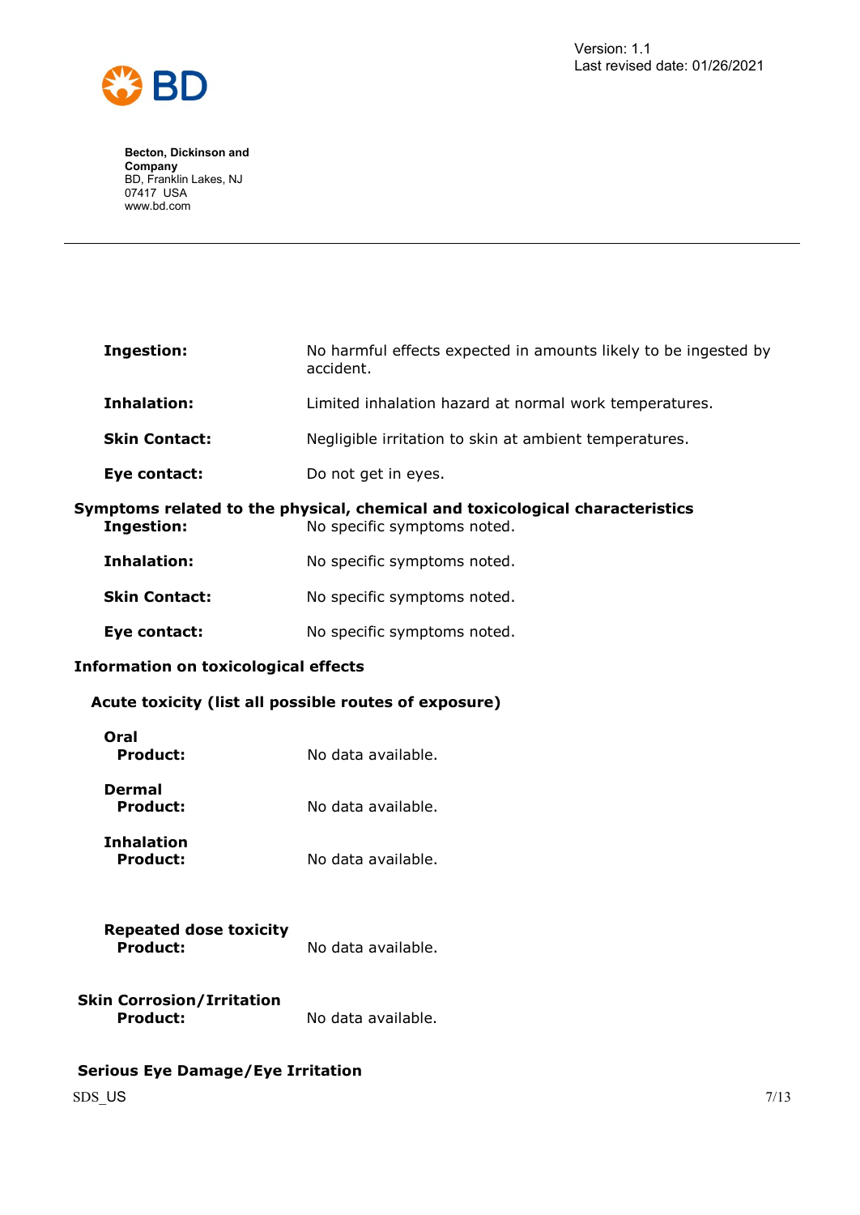| | |
|---|---|
| **Ingestion:** | No harmful effects expected in amounts likely to be ingested by accident. |
| **Inhalation:** | Limited inhalation hazard at normal work temperatures. |
| **Skin Contact:** | Negligible irritation to skin at ambient temperatures. |
| **Eye contact:** | Do not get in eyes. |

**Symptoms related to the physical, chemical and toxicological characteristics**

| | |
|---|---|
| **Ingestion:** | No specific symptoms noted. |
| **Inhalation:** | No specific symptoms noted. |
| **Skin Contact:** | No specific symptoms noted. |
| **Eye contact:** | No specific symptoms noted. |

**Information on toxicological effects**

**Acute toxicity (list all possible routes of exposure)**

**Oral**
**Product:** No data available.

**Dermal**
**Product:** No data available.

**Inhalation**
**Product:** No data available.

**Repeated dose toxicity**
**Product:** No data available.

**Skin Corrosion/Irritation**
**Product:** No data available.

**Serious Eye Damage/Eye Irritation**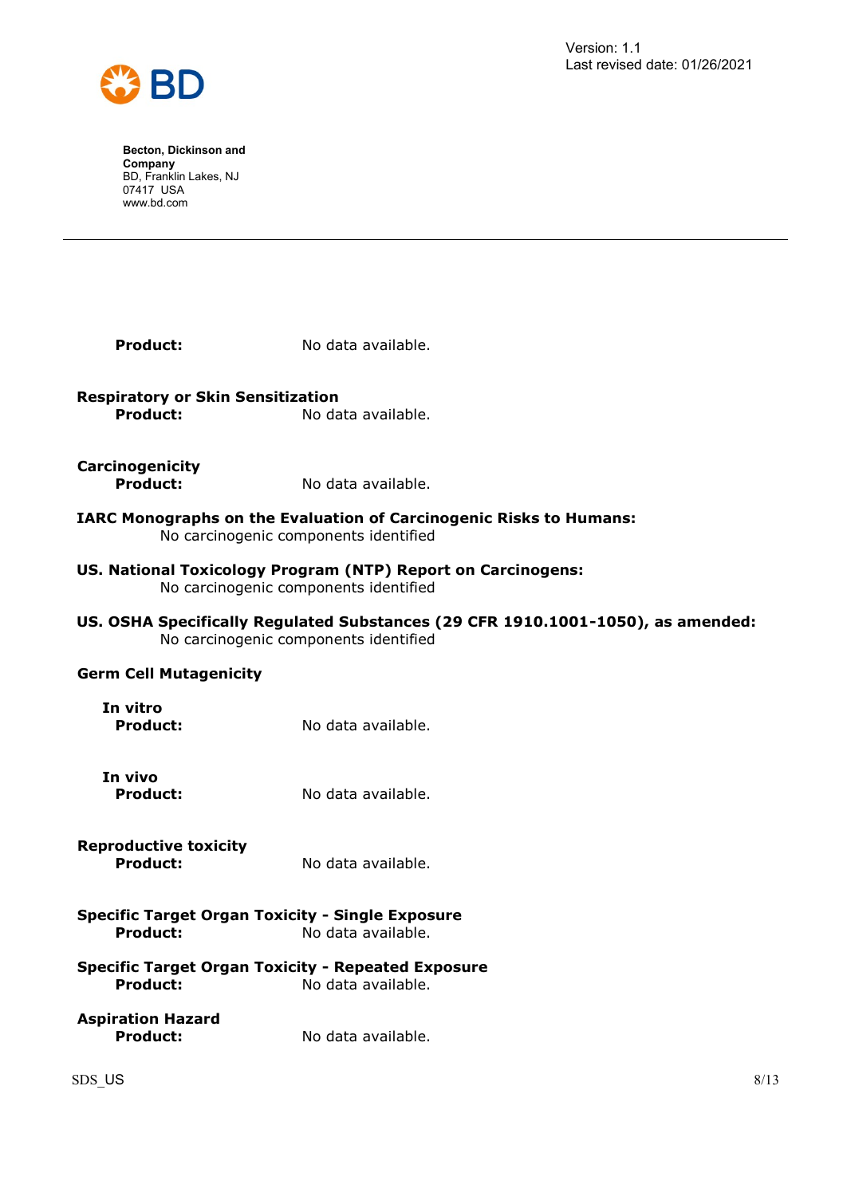**Product:** No data available.

**Respiratory or Skin Sensitization**

**Product:** No data available.

**Carcinogenicity**

**Product:** No data available.

**IARC Monographs on the Evaluation of Carcinogenic Risks to Humans:**

No carcinogenic components identified

**US. National Toxicology Program (NTP) Report on Carcinogens:**

No carcinogenic components identified

**US. OSHA Specifically Regulated Substances (29 CFR 1910.1001-1050), as amended:**

No carcinogenic components identified

**Germ Cell Mutagenicity**

**In vitro**

**Product:** No data available.

**In vivo**

**Product:** No data available.

**Reproductive toxicity**

**Product:** No data available.

**Specific Target Organ Toxicity - Single Exposure**

**Product:** No data available.

**Specific Target Organ Toxicity - Repeated Exposure**

**Product:** No data available.

**Aspiration Hazard**

**Product:** No data available.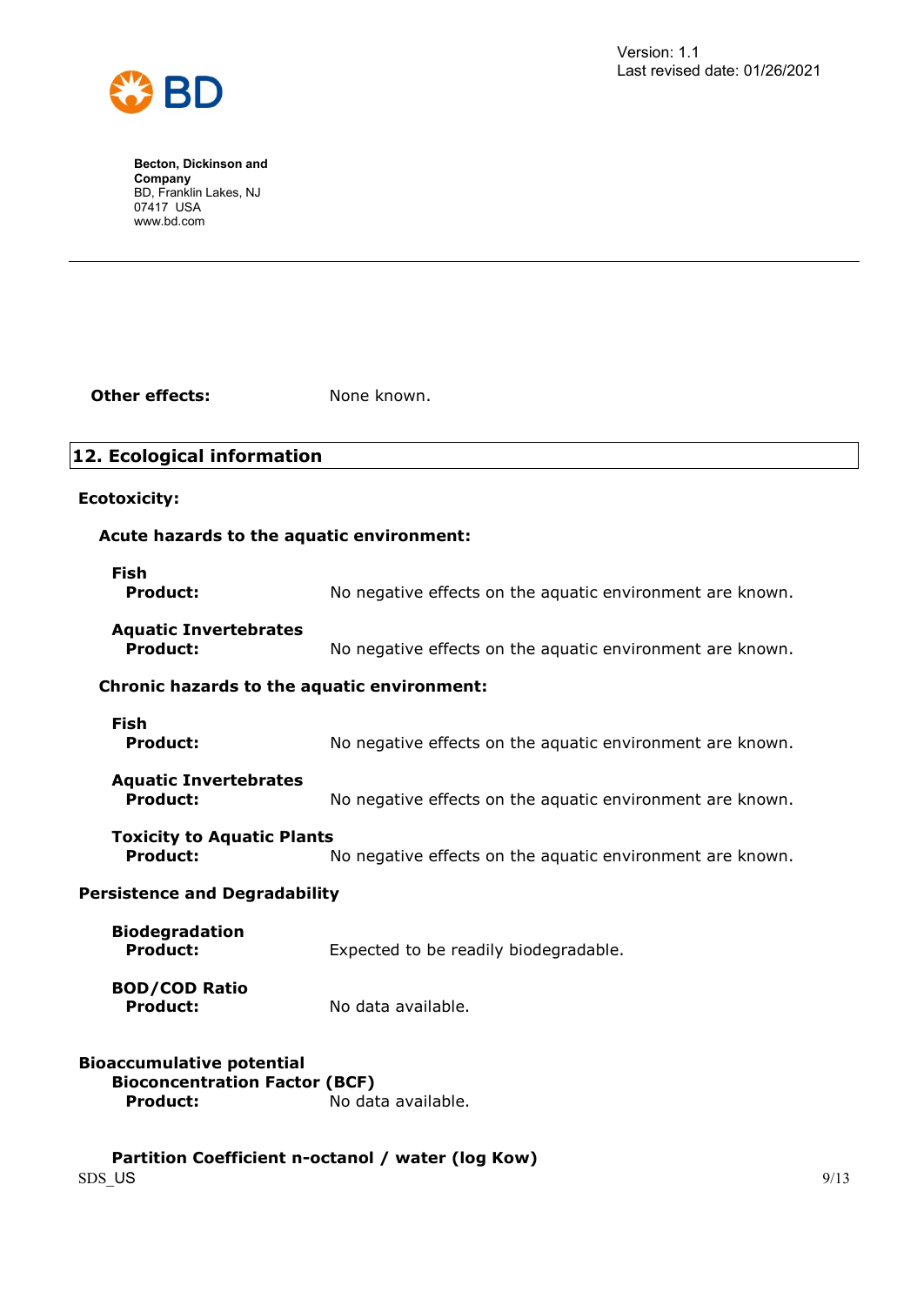**Other effects:** None known.

## 12. Ecological information

### Ecotoxicity:

#### Acute hazards to the aquatic environment:

**Fish**
**Product:** No negative effects on the aquatic environment are known.

**Aquatic Invertebrates**
**Product:** No negative effects on the aquatic environment are known.

#### Chronic hazards to the aquatic environment:

**Fish**
**Product:** No negative effects on the aquatic environment are known.

**Aquatic Invertebrates**
**Product:** No negative effects on the aquatic environment are known.

**Toxicity to Aquatic Plants**
**Product:** No negative effects on the aquatic environment are known.

### Persistence and Degradability

**Biodegradation**
**Product:** Expected to be readily biodegradable.

**BOD/COD Ratio**
**Product:** No data available.

### Bioaccumulative potential

**Bioconcentration Factor (BCF)**
**Product:** No data available.

**Partition Coefficient n-octanol / water (log Kow)**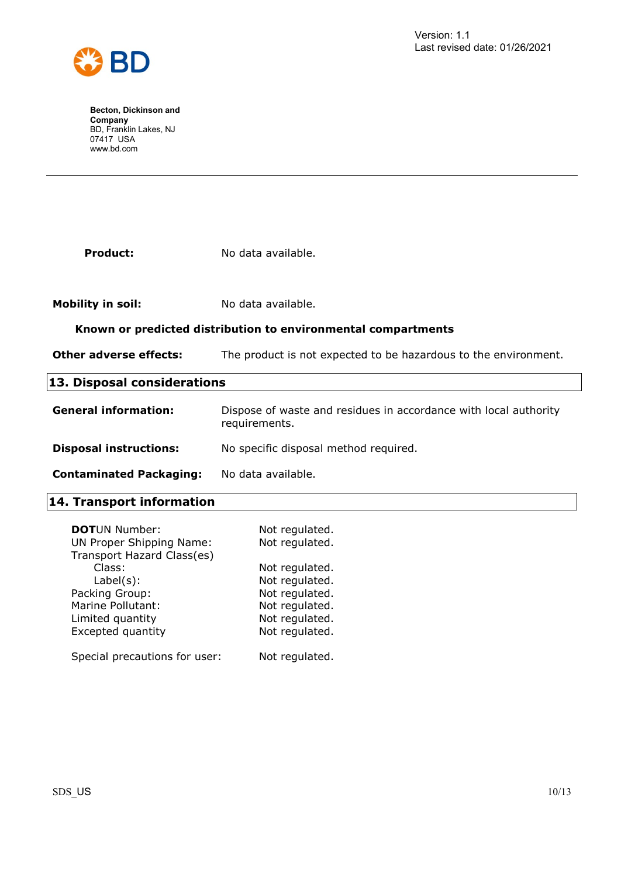**Product:** No data available.

**Mobility in soil:** No data available.

**Known or predicted distribution to environmental compartments**

**Other adverse effects:** The product is not expected to be hazardous to the environment.

## 13. Disposal considerations

**General information:** Dispose of waste and residues in accordance with local authority requirements.

**Disposal instructions:** No specific disposal method required.

**Contaminated Packaging:** No data available.

## 14. Transport information

**DOT**

| | |
|---|---|
| UN Number: | Not regulated. |
| UN Proper Shipping Name: | Not regulated. |
| Transport Hazard Class(es) | |
| Class: | Not regulated. |
| Label(s): | Not regulated. |
| Packing Group: | Not regulated. |
| Marine Pollutant: | Not regulated. |
| Limited quantity | Not regulated. |
| Excepted quantity | Not regulated. |
| Special precautions for user: | Not regulated. |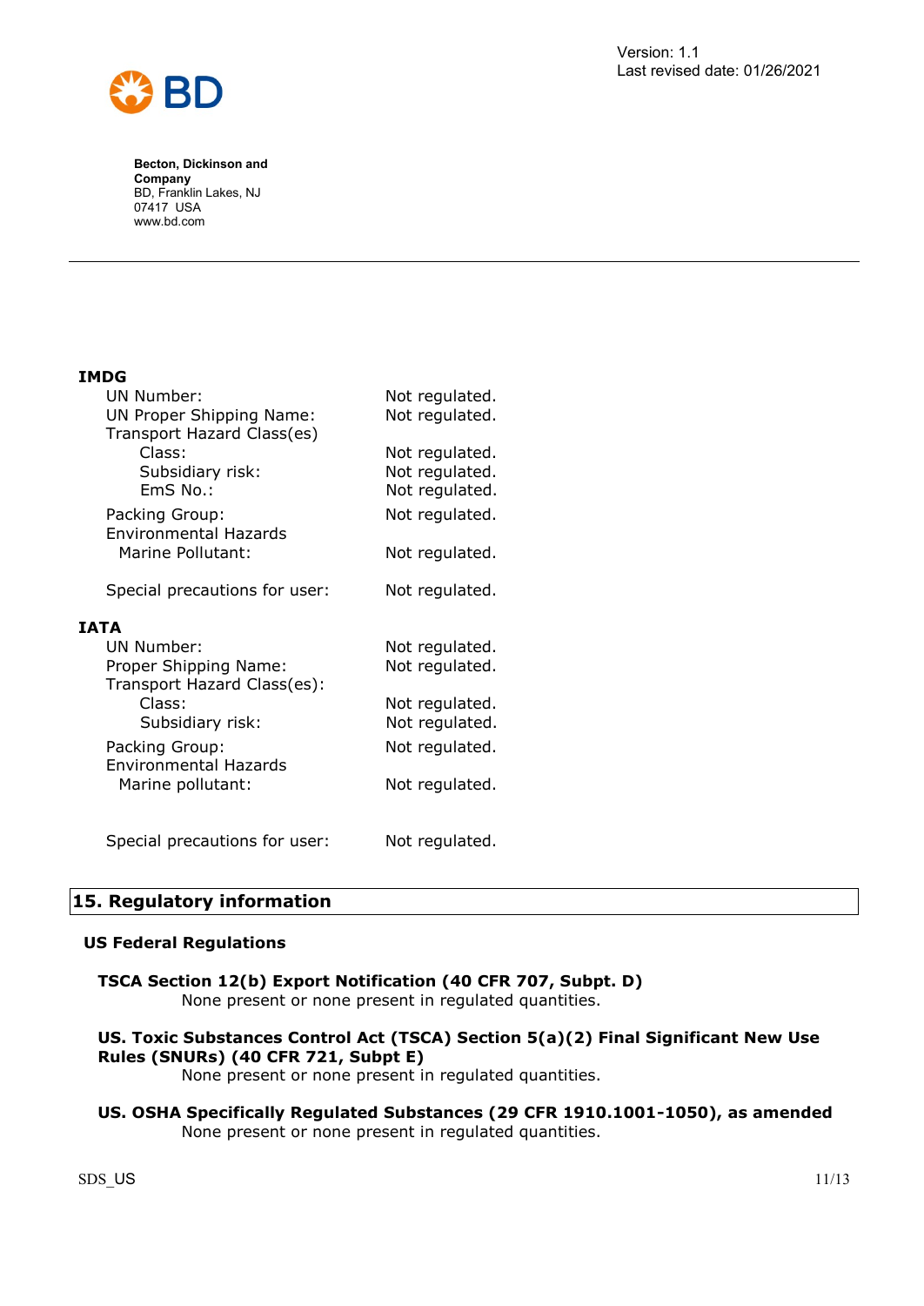**IMDG**

| | |
|---|---|
| UN Number: | Not regulated. |
| UN Proper Shipping Name: | Not regulated. |
| Transport Hazard Class(es) | |
| Class: | Not regulated. |
| Subsidiary risk: | Not regulated. |
| EmS No.: | Not regulated. |
| Packing Group: | Not regulated. |
| Environmental Hazards | |
| Marine Pollutant: | Not regulated. |
| Special precautions for user: | Not regulated. |

**IATA**

| | |
|---|---|
| UN Number: | Not regulated. |
| Proper Shipping Name: | Not regulated. |
| Transport Hazard Class(es): | |
| Class: | Not regulated. |
| Subsidiary risk: | Not regulated. |
| Packing Group: | Not regulated. |
| Environmental Hazards | |
| Marine pollutant: | Not regulated. |
| Special precautions for user: | Not regulated. |

## 15. Regulatory information

### US Federal Regulations

**TSCA Section 12(b) Export Notification (40 CFR 707, Subpt. D)**
None present or none present in regulated quantities.

**US. Toxic Substances Control Act (TSCA) Section 5(a)(2) Final Significant New Use Rules (SNURs) (40 CFR 721, Subpt E)**
None present or none present in regulated quantities.

**US. OSHA Specifically Regulated Substances (29 CFR 1910.1001-1050), as amended**
None present or none present in regulated quantities.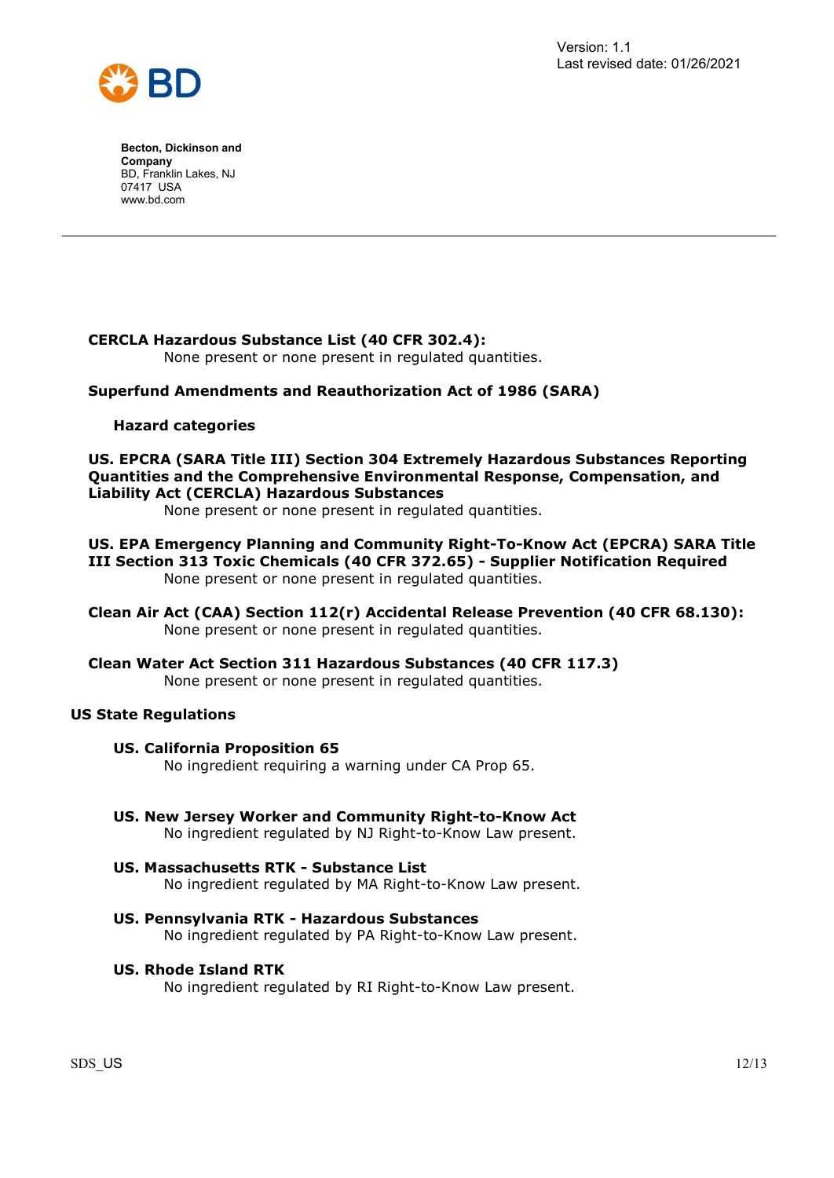**CERCLA Hazardous Substance List (40 CFR 302.4):**

None present or none present in regulated quantities.

**Superfund Amendments and Reauthorization Act of 1986 (SARA)**

**Hazard categories**

**US. EPCRA (SARA Title III) Section 304 Extremely Hazardous Substances Reporting Quantities and the Comprehensive Environmental Response, Compensation, and Liability Act (CERCLA) Hazardous Substances**

None present or none present in regulated quantities.

**US. EPA Emergency Planning and Community Right-To-Know Act (EPCRA) SARA Title III Section 313 Toxic Chemicals (40 CFR 372.65) - Supplier Notification Required**

None present or none present in regulated quantities.

**Clean Air Act (CAA) Section 112(r) Accidental Release Prevention (40 CFR 68.130):**

None present or none present in regulated quantities.

**Clean Water Act Section 311 Hazardous Substances (40 CFR 117.3)**

None present or none present in regulated quantities.

## US State Regulations

**US. California Proposition 65**

No ingredient requiring a warning under CA Prop 65.

**US. New Jersey Worker and Community Right-to-Know Act**

No ingredient regulated by NJ Right-to-Know Law present.

**US. Massachusetts RTK - Substance List**

No ingredient regulated by MA Right-to-Know Law present.

**US. Pennsylvania RTK - Hazardous Substances**

No ingredient regulated by PA Right-to-Know Law present.

**US. Rhode Island RTK**

No ingredient regulated by RI Right-to-Know Law present.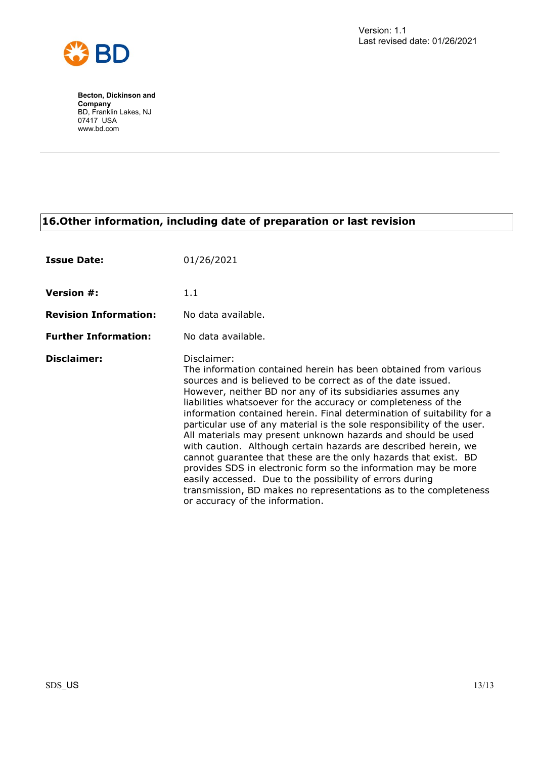Version: 1.1
Last revised date: 01/26/2021

**Becton, Dickinson and Company**
BD, Franklin Lakes, NJ
07417 USA
www.bd.com

## 16.Other information, including date of preparation or last revision

| | |
|---|---|
| **Issue Date:** | 01/26/2021 |
| **Version #:** | 1.1 |
| **Revision Information:** | No data available. |
| **Further Information:** | No data available. |
| **Disclaimer:** | Disclaimer: The information contained herein has been obtained from various sources and is believed to be correct as of the date issued. However, neither BD nor any of its subsidiaries assumes any liabilities whatsoever for the accuracy or completeness of the information contained herein. Final determination of suitability for a particular use of any material is the sole responsibility of the user. All materials may present unknown hazards and should be used with caution. Although certain hazards are described herein, we cannot guarantee that these are the only hazards that exist. BD provides SDS in electronic form so the information may be more easily accessed. Due to the possibility of errors during transmission, BD makes no representations as to the completeness or accuracy of the information. |